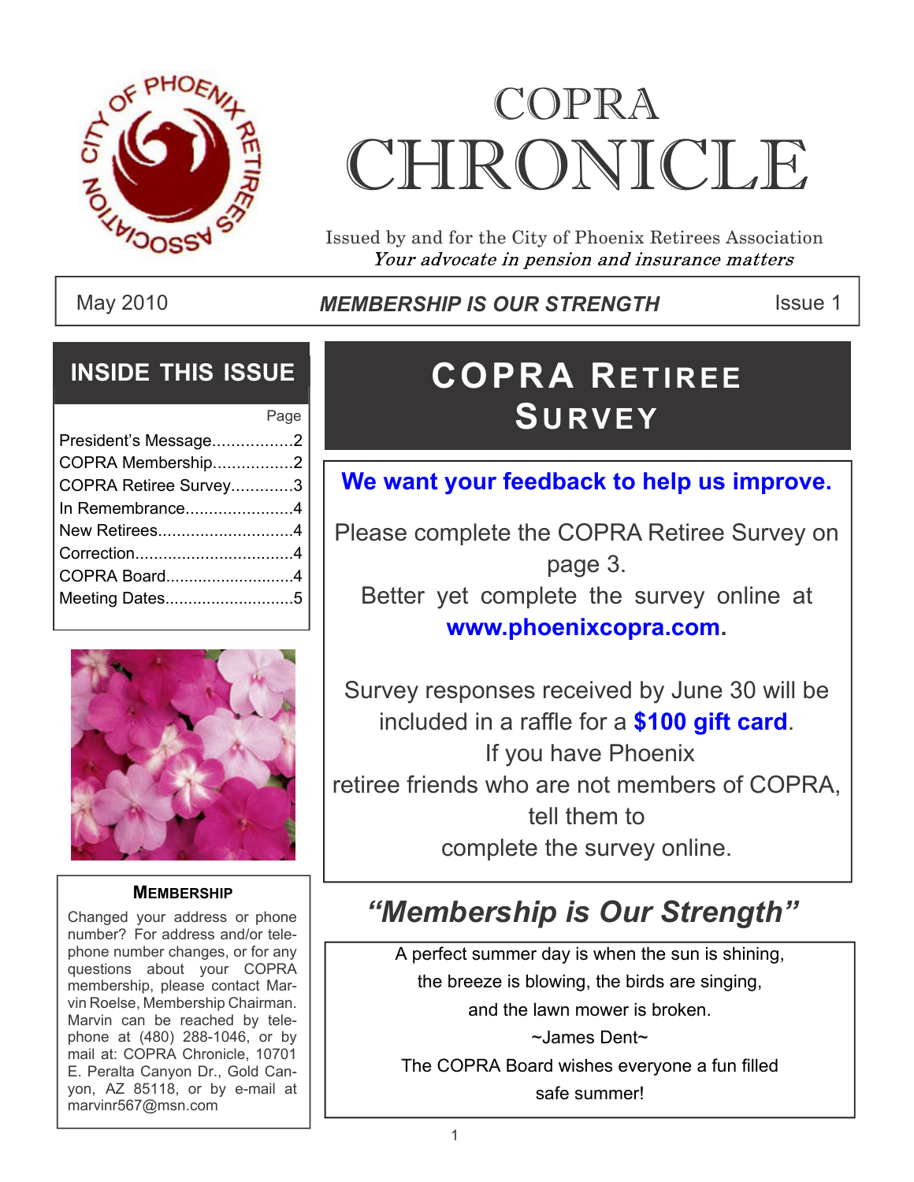# COPRA CHRONICLE

Issued by and for the City of Phoenix Retirees Association
*Your advocate in pension and insurance matters*

May 2010 | ***MEMBERSHIP IS OUR STRENGTH*** | Issue 1

## INSIDE THIS ISSUE

| | Page |
|---|---|
| President's Message | 2 |
| COPRA Membership | 2 |
| COPRA Retiree Survey | 3 |
| In Remembrance | 4 |
| New Retirees | 4 |
| Correction | 4 |
| COPRA Board | 4 |
| Meeting Dates | 5 |

### MEMBERSHIP

Changed your address or phone number? For address and/or telephone number changes, or for any questions about your COPRA membership, please contact Marvin Roelse, Membership Chairman. Marvin can be reached by telephone at (480) 288-1046, or by mail at: COPRA Chronicle, 10701 E. Peralta Canyon Dr., Gold Canyon, AZ 85118, or by e-mail at marvinr567@msn.com

## COPRA RETIREE SURVEY

**We want your feedback to help us improve.**

Please complete the COPRA Retiree Survey on page 3.

Better yet complete the survey online at **www.phoenixcopra.com**.

Survey responses received by June 30 will be included in a raffle for a **$100 gift card**.

If you have Phoenix retiree friends who are not members of COPRA, tell them to complete the survey online.

## *"Membership is Our Strength"*

A perfect summer day is when the sun is shining,
the breeze is blowing, the birds are singing,
and the lawn mower is broken.
~James Dent~

The COPRA Board wishes everyone a fun filled safe summer!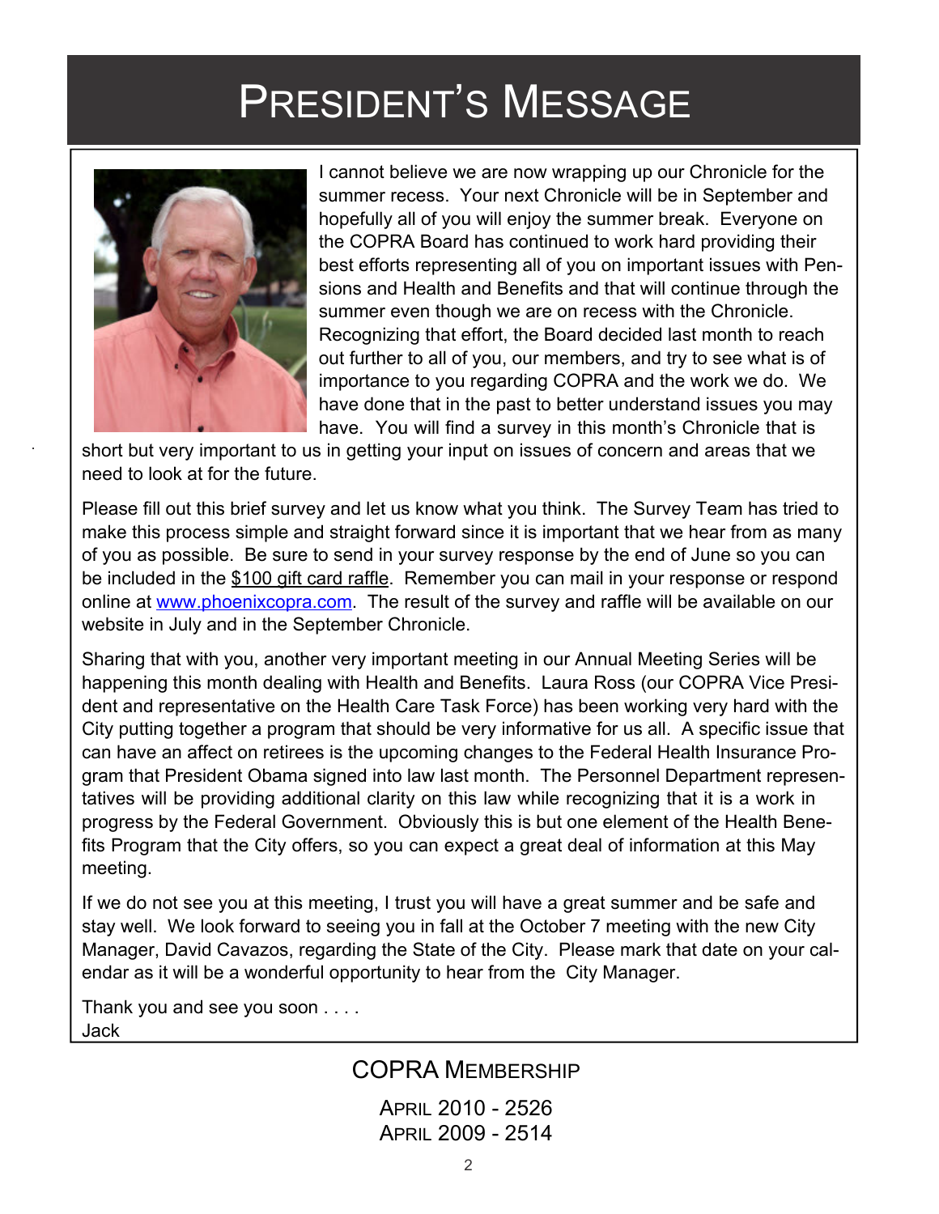# President's Message

I cannot believe we are now wrapping up our Chronicle for the summer recess. Your next Chronicle will be in September and hopefully all of you will enjoy the summer break. Everyone on the COPRA Board has continued to work hard providing their best efforts representing all of you on important issues with Pensions and Health and Benefits and that will continue through the summer even though we are on recess with the Chronicle. Recognizing that effort, the Board decided last month to reach out further to all of you, our members, and try to see what is of importance to you regarding COPRA and the work we do. We have done that in the past to better understand issues you may have. You will find a survey in this month's Chronicle that is short but very important to us in getting your input on issues of concern and areas that we need to look at for the future.

Please fill out this brief survey and let us know what you think. The Survey Team has tried to make this process simple and straight forward since it is important that we hear from as many of you as possible. Be sure to send in your survey response by the end of June so you can be included in the $100 gift card raffle. Remember you can mail in your response or respond online at www.phoenixcopra.com. The result of the survey and raffle will be available on our website in July and in the September Chronicle.

Sharing that with you, another very important meeting in our Annual Meeting Series will be happening this month dealing with Health and Benefits. Laura Ross (our COPRA Vice President and representative on the Health Care Task Force) has been working very hard with the City putting together a program that should be very informative for us all. A specific issue that can have an affect on retirees is the upcoming changes to the Federal Health Insurance Program that President Obama signed into law last month. The Personnel Department representatives will be providing additional clarity on this law while recognizing that it is a work in progress by the Federal Government. Obviously this is but one element of the Health Benefits Program that the City offers, so you can expect a great deal of information at this May meeting.

If we do not see you at this meeting, I trust you will have a great summer and be safe and stay well. We look forward to seeing you in fall at the October 7 meeting with the new City Manager, David Cavazos, regarding the State of the City. Please mark that date on your calendar as it will be a wonderful opportunity to hear from the City Manager.

Thank you and see you soon . . . .
Jack

## COPRA Membership

April 2010 - 2526
April 2009 - 2514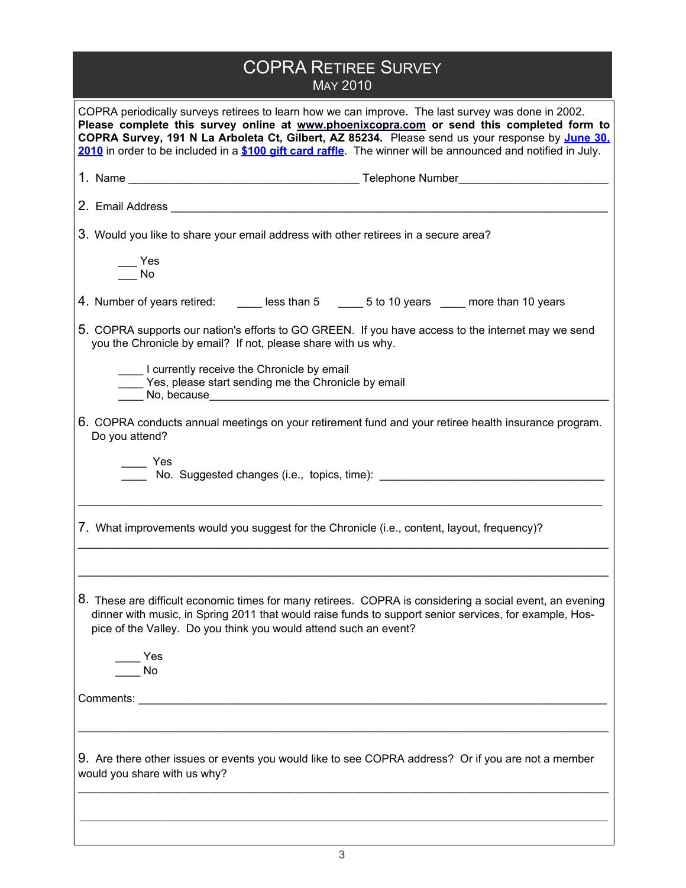# COPRA RETIREE SURVEY

## MAY 2010

COPRA periodically surveys retirees to learn how we can improve. The last survey was done in 2002. **Please complete this survey online at www.phoenixcopra.com or send this completed form to COPRA Survey, 191 N La Arboleta Ct, Gilbert, AZ 85234.** Please send us your response by **June 30, 2010** in order to be included in a **$100 gift card raffle**. The winner will be announced and notified in July.

1. Name ____________________________________ Telephone Number_______________________

2. Email Address ______________________________________________________________________

3. Would you like to share your email address with other retirees in a secure area?

   ___ Yes
   ___ No

4. Number of years retired: ____ less than 5 ____ 5 to 10 years ____ more than 10 years

5. COPRA supports our nation's efforts to GO GREEN. If you have access to the internet may we send you the Chronicle by email? If not, please share with us why.

   ____ I currently receive the Chronicle by email
   ____ Yes, please start sending me the Chronicle by email
   ____ No, because_______________________________________________________________

6. COPRA conducts annual meetings on your retirement fund and your retiree health insurance program. Do you attend?

   ____ Yes
   ____ No. Suggested changes (i.e., topics, time): ___________________________________

_________________________________________________________________________________

7. What improvements would you suggest for the Chronicle (i.e., content, layout, frequency)?

_________________________________________________________________________________

_________________________________________________________________________________

8. These are difficult economic times for many retirees. COPRA is considering a social event, an evening dinner with music, in Spring 2011 that would raise funds to support senior services, for example, Hospice of the Valley. Do you think you would attend such an event?

   ____ Yes
   ____ No

Comments: _______________________________________________________________________

_________________________________________________________________________________

9. Are there other issues or events you would like to see COPRA address? Or if you are not a member would you share with us why?

_________________________________________________________________________________

_________________________________________________________________________________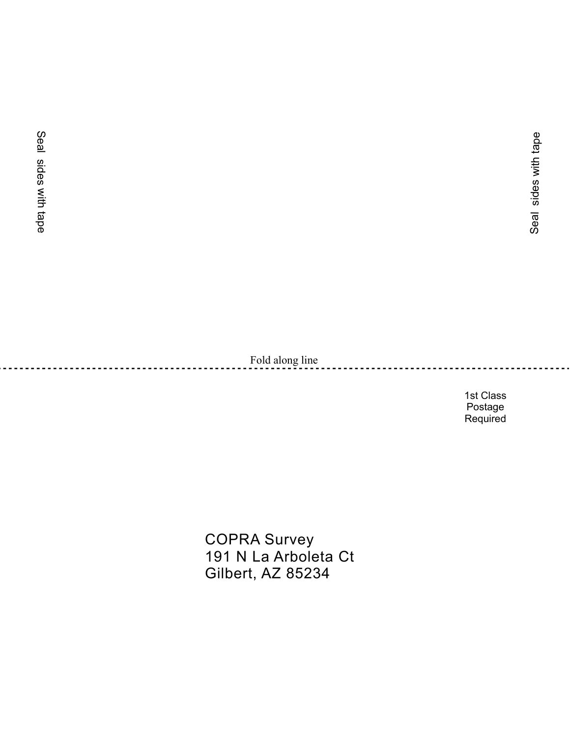Seal sides with tape

Seal sides with tape

Fold along line

---

1st Class
Postage
Required

COPRA Survey
191 N La Arboleta Ct
Gilbert, AZ 85234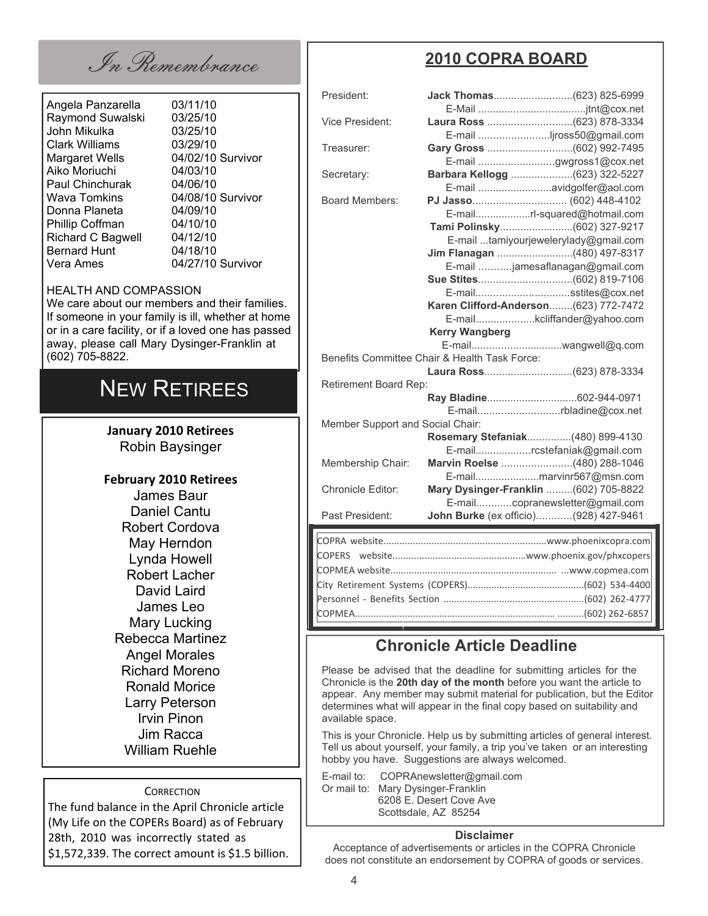## In Remembrance

| | |
|---|---|
| Angela Panzarella | 03/11/10 |
| Raymond Suwalski | 03/25/10 |
| John Mikulka | 03/25/10 |
| Clark Williams | 03/29/10 |
| Margaret Wells | 04/02/10 Survivor |
| Aiko Moriuchi | 04/03/10 |
| Paul Chinchurak | 04/06/10 |
| Wava Tomkins | 04/08/10 Survivor |
| Donna Planeta | 04/09/10 |
| Phillip Coffman | 04/10/10 |
| Richard C Bagwell | 04/12/10 |
| Bernard Hunt | 04/18/10 |
| Vera Ames | 04/27/10 Survivor |

HEALTH AND COMPASSION

We care about our members and their families. If someone in your family is ill, whether at home or in a care facility, or if a loved one has passed away, please call Mary Dysinger-Franklin at (602) 705-8822.

## New Retirees

**January 2010 Retirees**

Robin Baysinger

**February 2010 Retirees**

James Baur
Daniel Cantu
Robert Cordova
May Herndon
Lynda Howell
Robert Lacher
David Laird
James Leo
Mary Lucking
Rebecca Martinez
Angel Morales
Richard Moreno
Ronald Morice
Larry Peterson
Irvin Pinon
Jim Racca
William Ruehle

CORRECTION

The fund balance in the April Chronicle article (My Life on the COPERs Board) as of February 28th, 2010 was incorrectly stated as $1,572,339. The correct amount is $1.5 billion.

## 2010 COPRA BOARD

President: **Jack Thomas**..........................(623) 825-6999
E-Mail ....................................jtnt@cox.net

Vice President: **Laura Ross** .............................(623) 878-3334
E-mail ........................ljross50@gmail.com

Treasurer: **Gary Gross** .............................(602) 992-7495
E-mail ..........................gwgross1@cox.net

Secretary: **Barbara Kellogg** .....................(623) 322-5227
E-mail .........................avidgolfer@aol.com

Board Members: **PJ Jasso**................................ (602) 448-4102
E-mail...................rl-squared@hotmail.com

**Tami Polinsky**.........................(602) 327-9217
E-mail ...tamiyourjewelerylady@gmail.com

**Jim Flanagan** ..........................(480) 497-8317
E-mail ...........jamesaflanagan@gmail.com

**Sue Stites**................................(602) 819-7106
E-mail................................sstites@cox.net

**Karen Clifford-Anderson**........(623) 772-7472
E-mail....................kcliffander@yahoo.com

**Kerry Wangberg**
E-mail...............................wangwell@q.com

Benefits Committee Chair & Health Task Force:
**Laura Ross**..............................(623) 878-3334

Retirement Board Rep:
**Ray Bladine**...............................602-944-0971
E-mail............................rbladine@cox.net

Member Support and Social Chair:
**Rosemary Stefaniak**...............(480) 899-4130
E-mail...................rcstefaniak@gmail.com

Membership Chair: **Marvin Roelse** ........................(480) 288-1046
E-mail......................marvinr567@msn.com

Chronicle Editor: **Mary Dysinger-Franklin** .........(602) 705-8822
E-mail............copranewsletter@gmail.com

Past President: **John Burke** (ex officio)............(928) 427-9461

COPRA website.............................................................www.phoenixcopra.com
COPERS website..................................................www.phoenix.gov/phxcopers
COPMEA website.............................................................. ...www.copmea.com
City Retirement Systems (COPERS)...........................................(602) 534-4400
Personnel - Benefits Section ....................................................(602) 262-4777
COPMEA........................................................................ ..........(602) 262-6857

## Chronicle Article Deadline

Please be advised that the deadline for submitting articles for the Chronicle is the **20th day of the month** before you want the article to appear. Any member may submit material for publication, but the Editor determines what will appear in the final copy based on suitability and available space.

This is your Chronicle. Help us by submitting articles of general interest. Tell us about yourself, your family, a trip you've taken or an interesting hobby you have. Suggestions are always welcomed.

E-mail to: COPRAnewsletter@gmail.com
Or mail to: Mary Dysinger-Franklin
6208 E. Desert Cove Ave
Scottsdale, AZ 85254

**Disclaimer**

Acceptance of advertisements or articles in the COPRA Chronicle does not constitute an endorsement by COPRA of goods or services.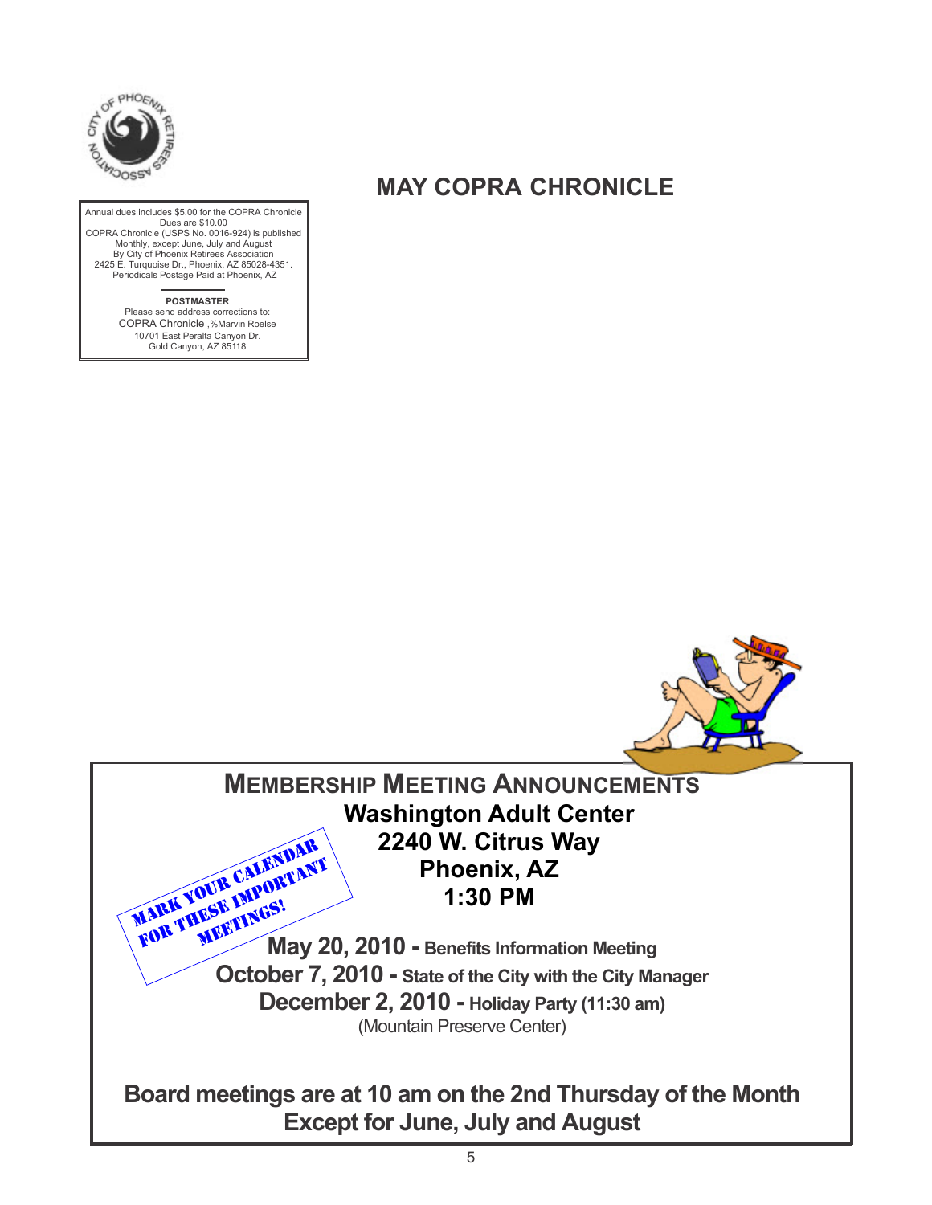# MAY COPRA CHRONICLE

Annual dues includes $5.00 for the COPRA Chronicle
Dues are $10.00
COPRA Chronicle (USPS No. 0016-924) is published
Monthly, except June, July and August
By City of Phoenix Retirees Association
2425 E. Turquoise Dr., Phoenix, AZ 85028-4351.
Periodicals Postage Paid at Phoenix, AZ

**POSTMASTER**
Please send address corrections to:
COPRA Chronicle ,%Marvin Roelse
10701 East Peralta Canyon Dr.
Gold Canyon, AZ 85118

## MEMBERSHIP MEETING ANNOUNCEMENTS

**Washington Adult Center**
**2240 W. Citrus Way**
**Phoenix, AZ**
**1:30 PM**

MARK YOUR CALENDAR FOR THESE IMPORTANT MEETINGS!

**May 20, 2010 - Benefits Information Meeting**
**October 7, 2010 - State of the City with the City Manager**
**December 2, 2010 - Holiday Party (11:30 am)**
(Mountain Preserve Center)

**Board meetings are at 10 am on the 2nd Thursday of the Month Except for June, July and August**